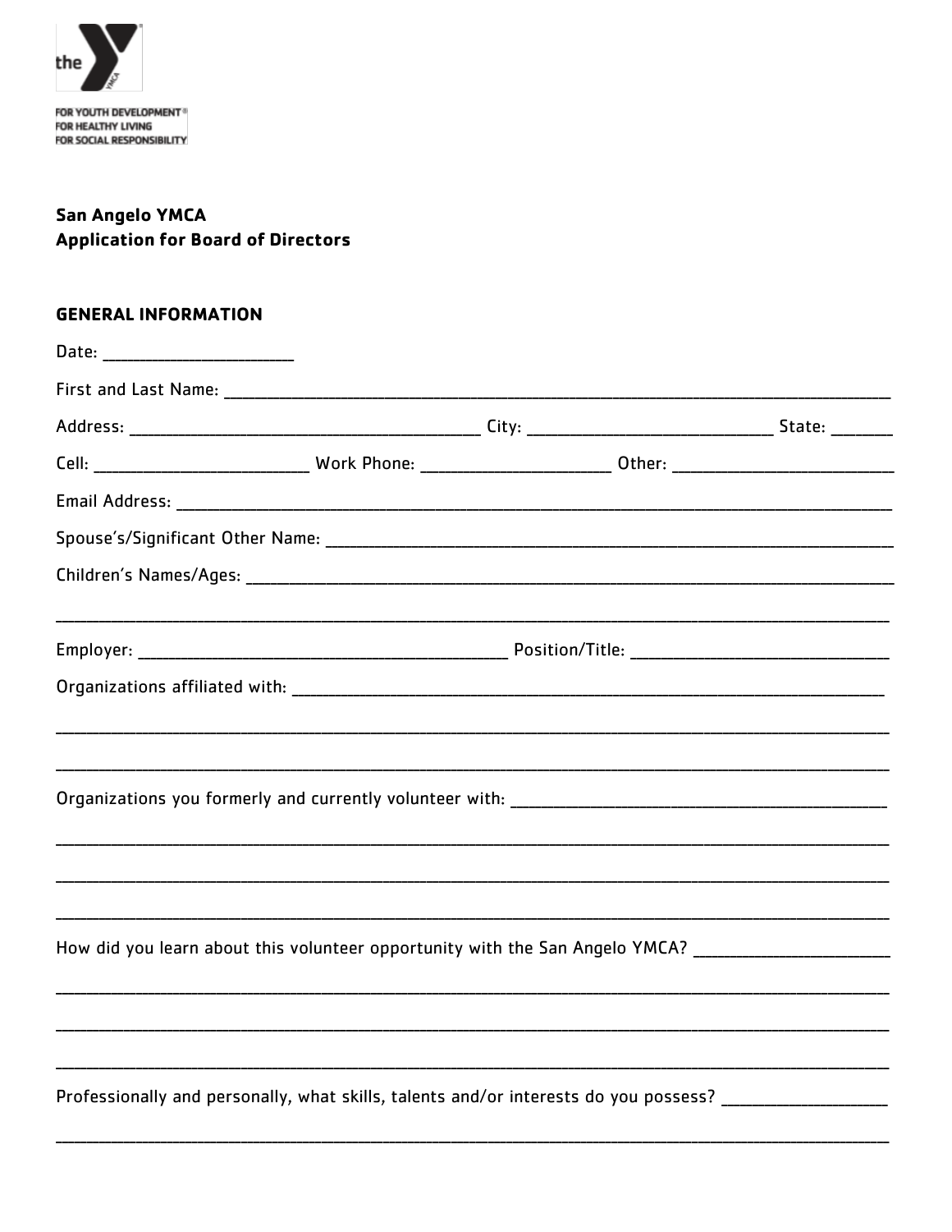FOR YOUTH DEVELOPMENT®
FOR HEALTHY LIVING
FOR SOCIAL RESPONSIBILITY

**San Angelo YMCA**
**Application for Board of Directors**

## GENERAL INFORMATION

Date: ______________________

First and Last Name: ______________________________________________________________________________

Address: ________________________________________ City: ____________________________ State: _______

Cell: _________________________ Work Phone: ______________________ Other: __________________________

Email Address: _____________________________________________________________________________________

Spouse's/Significant Other Name: ___________________________________________________________________

Children's Names/Ages: ___________________________________________________________________________

_______________________________________________________________________________________________

Employer: __________________________________________ Position/Title: ______________________________

Organizations affiliated with: ______________________________________________________________________

_______________________________________________________________________________________________

_______________________________________________________________________________________________

Organizations you formerly and currently volunteer with: ___________________________________________

_______________________________________________________________________________________________

_______________________________________________________________________________________________

_______________________________________________________________________________________________

How did you learn about this volunteer opportunity with the San Angelo YMCA? ______________________

_______________________________________________________________________________________________

_______________________________________________________________________________________________

_______________________________________________________________________________________________

Professionally and personally, what skills, talents and/or interests do you possess? __________________

_______________________________________________________________________________________________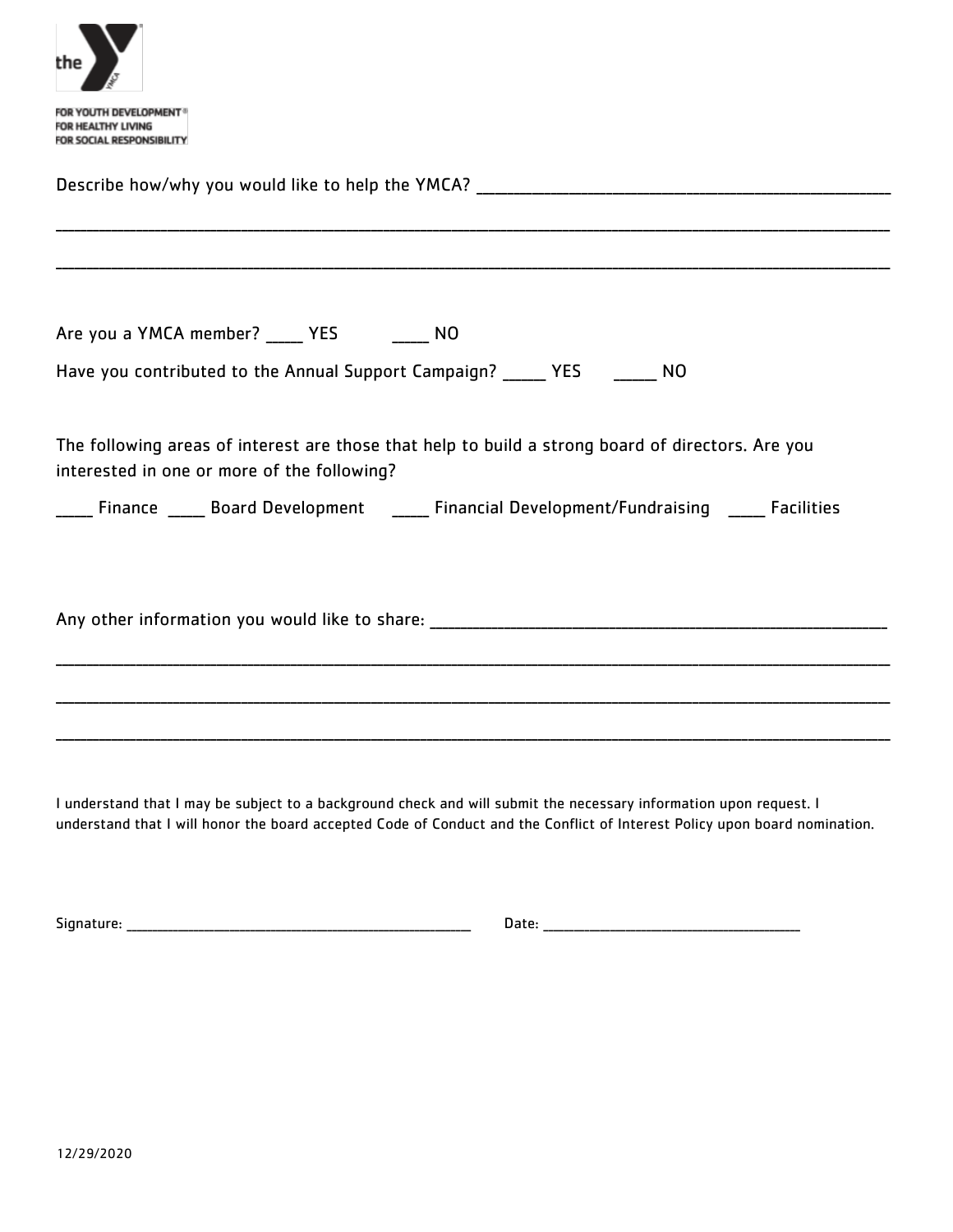the Y

FOR YOUTH DEVELOPMENT®
FOR HEALTHY LIVING
FOR SOCIAL RESPONSIBILITY

Describe how/why you would like to help the YMCA? ________________________________________________

______________________________________________________________________________________________

______________________________________________________________________________________________

Are you a YMCA member? ____ YES ____ NO

Have you contributed to the Annual Support Campaign? _____ YES _____ NO

The following areas of interest are those that help to build a strong board of directors. Are you interested in one or more of the following?

____ Finance ____ Board Development ____ Financial Development/Fundraising ____ Facilities

Any other information you would like to share: _____________________________________________________

______________________________________________________________________________________________

______________________________________________________________________________________________

______________________________________________________________________________________________

I understand that I may be subject to a background check and will submit the necessary information upon request. I understand that I will honor the board accepted Code of Conduct and the Conflict of Interest Policy upon board nomination.

Signature: ______________________________________________ Date: __________________________________

12/29/2020